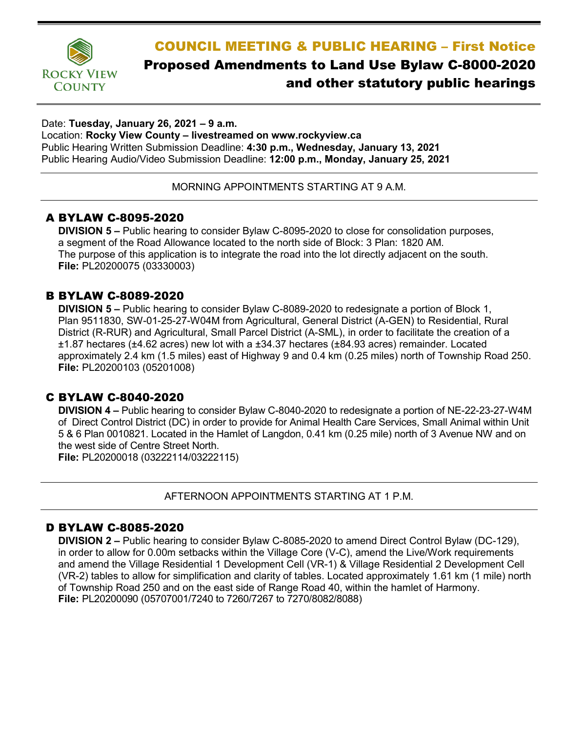ROCKY VIEW COUNTY

# COUNCIL MEETING & PUBLIC HEARING – First Notice

## Proposed Amendments to Land Use Bylaw C-8000-2020 and other statutory public hearings

Date: **Tuesday, January 26, 2021 – 9 a.m.**
Location: **Rocky View County – livestreamed on www.rockyview.ca**
Public Hearing Written Submission Deadline: **4:30 p.m., Wednesday, January 13, 2021**
Public Hearing Audio/Video Submission Deadline: **12:00 p.m., Monday, January 25, 2021**

---

MORNING APPOINTMENTS STARTING AT 9 A.M.

---

### A BYLAW C-8095-2020

**DIVISION 5 –** Public hearing to consider Bylaw C-8095-2020 to close for consolidation purposes, a segment of the Road Allowance located to the north side of Block: 3 Plan: 1820 AM. The purpose of this application is to integrate the road into the lot directly adjacent on the south.
**File:** PL20200075 (03330003)

### B BYLAW C-8089-2020

**DIVISION 5 –** Public hearing to consider Bylaw C-8089-2020 to redesignate a portion of Block 1, Plan 9511830, SW-01-25-27-W04M from Agricultural, General District (A-GEN) to Residential, Rural District (R-RUR) and Agricultural, Small Parcel District (A-SML), in order to facilitate the creation of a ±1.87 hectares (±4.62 acres) new lot with a ±34.37 hectares (±84.93 acres) remainder. Located approximately 2.4 km (1.5 miles) east of Highway 9 and 0.4 km (0.25 miles) north of Township Road 250.
**File:** PL20200103 (05201008)

### C BYLAW C-8040-2020

**DIVISION 4 –** Public hearing to consider Bylaw C-8040-2020 to redesignate a portion of NE-22-23-27-W4M of Direct Control District (DC) in order to provide for Animal Health Care Services, Small Animal within Unit 5 & 6 Plan 0010821. Located in the Hamlet of Langdon, 0.41 km (0.25 mile) north of 3 Avenue NW and on the west side of Centre Street North.
**File:** PL20200018 (03222114/03222115)

---

AFTERNOON APPOINTMENTS STARTING AT 1 P.M.

---

### D BYLAW C-8085-2020

**DIVISION 2 –** Public hearing to consider Bylaw C-8085-2020 to amend Direct Control Bylaw (DC-129), in order to allow for 0.00m setbacks within the Village Core (V-C), amend the Live/Work requirements and amend the Village Residential 1 Development Cell (VR-1) & Village Residential 2 Development Cell (VR-2) tables to allow for simplification and clarity of tables. Located approximately 1.61 km (1 mile) north of Township Road 250 and on the east side of Range Road 40, within the hamlet of Harmony.
**File:** PL20200090 (05707001/7240 to 7260/7267 to 7270/8082/8088)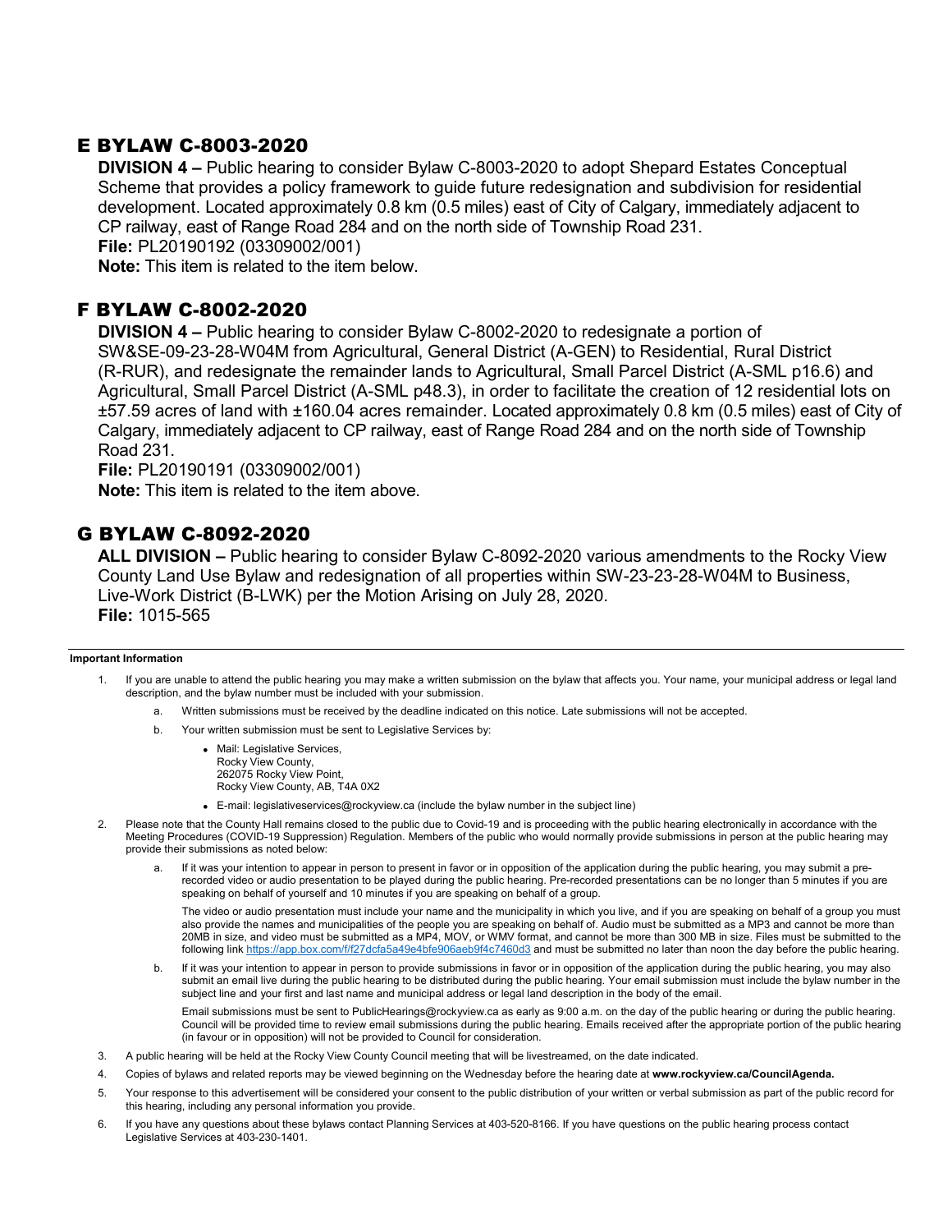## E BYLAW C-8003-2020

**DIVISION 4 –** Public hearing to consider Bylaw C-8003-2020 to adopt Shepard Estates Conceptual Scheme that provides a policy framework to guide future redesignation and subdivision for residential development. Located approximately 0.8 km (0.5 miles) east of City of Calgary, immediately adjacent to CP railway, east of Range Road 284 and on the north side of Township Road 231.
**File:** PL20190192 (03309002/001)
**Note:** This item is related to the item below.

## F BYLAW C-8002-2020

**DIVISION 4 –** Public hearing to consider Bylaw C-8002-2020 to redesignate a portion of SW&SE-09-23-28-W04M from Agricultural, General District (A-GEN) to Residential, Rural District (R-RUR), and redesignate the remainder lands to Agricultural, Small Parcel District (A-SML p16.6) and Agricultural, Small Parcel District (A-SML p48.3), in order to facilitate the creation of 12 residential lots on ±57.59 acres of land with ±160.04 acres remainder. Located approximately 0.8 km (0.5 miles) east of City of Calgary, immediately adjacent to CP railway, east of Range Road 284 and on the north side of Township Road 231.
**File:** PL20190191 (03309002/001)
**Note:** This item is related to the item above.

## G BYLAW C-8092-2020

**ALL DIVISION –** Public hearing to consider Bylaw C-8092-2020 various amendments to the Rocky View County Land Use Bylaw and redesignation of all properties within SW-23-23-28-W04M to Business, Live-Work District (B-LWK) per the Motion Arising on July 28, 2020.
**File:** 1015-565

**Important Information**

1. If you are unable to attend the public hearing you may make a written submission on the bylaw that affects you. Your name, your municipal address or legal land description, and the bylaw number must be included with your submission.
   a. Written submissions must be received by the deadline indicated on this notice. Late submissions will not be accepted.
   b. Your written submission must be sent to Legislative Services by:
      - Mail: Legislative Services,
        Rocky View County,
        262075 Rocky View Point,
        Rocky View County, AB, T4A 0X2
      - E-mail: legislativeservices@rockyview.ca (include the bylaw number in the subject line)
2. Please note that the County Hall remains closed to the public due to Covid-19 and is proceeding with the public hearing electronically in accordance with the Meeting Procedures (COVID-19 Suppression) Regulation. Members of the public who would normally provide submissions in person at the public hearing may provide their submissions as noted below:
   a. If it was your intention to appear in person to present in favor or in opposition of the application during the public hearing, you may submit a pre-recorded video or audio presentation to be played during the public hearing. Pre-recorded presentations can be no longer than 5 minutes if you are speaking on behalf of yourself and 10 minutes if you are speaking on behalf of a group.

      The video or audio presentation must include your name and the municipality in which you live, and if you are speaking on behalf of a group you must also provide the names and municipalities of the people you are speaking on behalf of. Audio must be submitted as a MP3 and cannot be more than 20MB in size, and video must be submitted as a MP4, MOV, or WMV format, and cannot be more than 300 MB in size. Files must be submitted to the following link https://app.box.com/f/f27dcfa5a49e4bfe906aeb9f4c7460d3 and must be submitted no later than noon the day before the public hearing.
   b. If it was your intention to appear in person to provide submissions in favor or in opposition of the application during the public hearing, you may also submit an email live during the public hearing to be distributed during the public hearing. Your email submission must include the bylaw number in the subject line and your first and last name and municipal address or legal land description in the body of the email.

      Email submissions must be sent to PublicHearings@rockyview.ca as early as 9:00 a.m. on the day of the public hearing or during the public hearing. Council will be provided time to review email submissions during the public hearing. Emails received after the appropriate portion of the public hearing (in favour or in opposition) will not be provided to Council for consideration.
3. A public hearing will be held at the Rocky View County Council meeting that will be livestreamed, on the date indicated.
4. Copies of bylaws and related reports may be viewed beginning on the Wednesday before the hearing date at **www.rockyview.ca/CouncilAgenda.**
5. Your response to this advertisement will be considered your consent to the public distribution of your written or verbal submission as part of the public record for this hearing, including any personal information you provide.
6. If you have any questions about these bylaws contact Planning Services at 403-520-8166. If you have questions on the public hearing process contact Legislative Services at 403-230-1401.